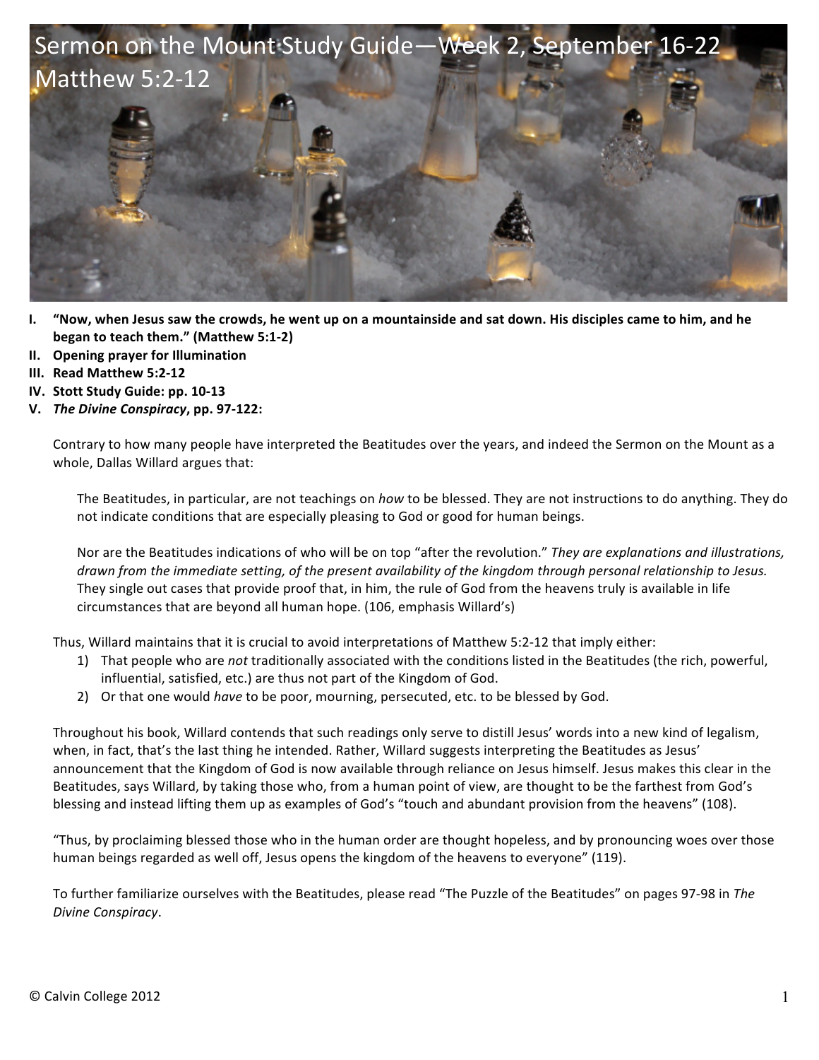# Sermon on the Mount Study Guide—Week 2, September 16-22
# Matthew 5:2-12

I. **"Now, when Jesus saw the crowds, he went up on a mountainside and sat down. His disciples came to him, and he began to teach them." (Matthew 5:1-2)**
II. **Opening prayer for Illumination**
III. **Read Matthew 5:2-12**
IV. **Stott Study Guide: pp. 10-13**
V. ***The Divine Conspiracy*, pp. 97-122:**

Contrary to how many people have interpreted the Beatitudes over the years, and indeed the Sermon on the Mount as a whole, Dallas Willard argues that:

> The Beatitudes, in particular, are not teachings on *how* to be blessed. They are not instructions to do anything. They do not indicate conditions that are especially pleasing to God or good for human beings.
>
> Nor are the Beatitudes indications of who will be on top "after the revolution." *They are explanations and illustrations, drawn from the immediate setting, of the present availability of the kingdom through personal relationship to Jesus.* They single out cases that provide proof that, in him, the rule of God from the heavens truly is available in life circumstances that are beyond all human hope. (106, emphasis Willard's)

Thus, Willard maintains that it is crucial to avoid interpretations of Matthew 5:2-12 that imply either:

1) That people who are *not* traditionally associated with the conditions listed in the Beatitudes (the rich, powerful, influential, satisfied, etc.) are thus not part of the Kingdom of God.
2) Or that one would *have* to be poor, mourning, persecuted, etc. to be blessed by God.

Throughout his book, Willard contends that such readings only serve to distill Jesus' words into a new kind of legalism, when, in fact, that's the last thing he intended. Rather, Willard suggests interpreting the Beatitudes as Jesus' announcement that the Kingdom of God is now available through reliance on Jesus himself. Jesus makes this clear in the Beatitudes, says Willard, by taking those who, from a human point of view, are thought to be the farthest from God's blessing and instead lifting them up as examples of God's "touch and abundant provision from the heavens" (108).

"Thus, by proclaiming blessed those who in the human order are thought hopeless, and by pronouncing woes over those human beings regarded as well off, Jesus opens the kingdom of the heavens to everyone" (119).

To further familiarize ourselves with the Beatitudes, please read "The Puzzle of the Beatitudes" on pages 97-98 in *The Divine Conspiracy*.

© Calvin College 2012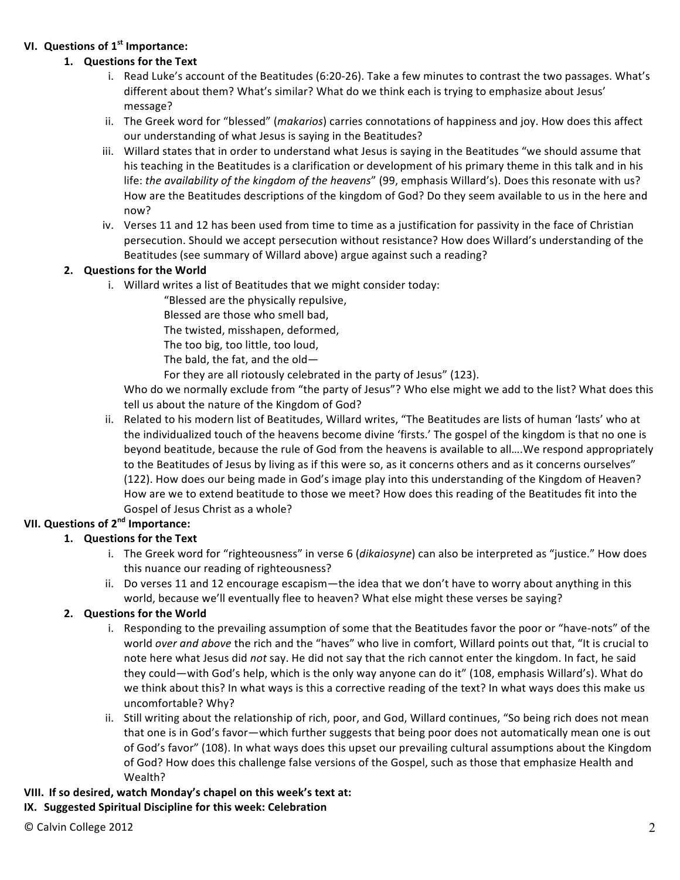## VI. Questions of 1st Importance:

### 1. Questions for the Text

i. Read Luke's account of the Beatitudes (6:20-26). Take a few minutes to contrast the two passages. What's different about them? What's similar? What do we think each is trying to emphasize about Jesus' message?

ii. The Greek word for "blessed" (*makarios*) carries connotations of happiness and joy. How does this affect our understanding of what Jesus is saying in the Beatitudes?

iii. Willard states that in order to understand what Jesus is saying in the Beatitudes "we should assume that his teaching in the Beatitudes is a clarification or development of his primary theme in this talk and in his life: *the availability of the kingdom of the heavens*" (99, emphasis Willard's). Does this resonate with us? How are the Beatitudes descriptions of the kingdom of God? Do they seem available to us in the here and now?

iv. Verses 11 and 12 has been used from time to time as a justification for passivity in the face of Christian persecution. Should we accept persecution without resistance? How does Willard's understanding of the Beatitudes (see summary of Willard above) argue against such a reading?

### 2. Questions for the World

i. Willard writes a list of Beatitudes that we might consider today:

> "Blessed are the physically repulsive,
> Blessed are those who smell bad,
> The twisted, misshapen, deformed,
> The too big, too little, too loud,
> The bald, the fat, and the old—
> For they are all riotously celebrated in the party of Jesus" (123).

Who do we normally exclude from "the party of Jesus"? Who else might we add to the list? What does this tell us about the nature of the Kingdom of God?

ii. Related to his modern list of Beatitudes, Willard writes, "The Beatitudes are lists of human 'lasts' who at the individualized touch of the heavens become divine 'firsts.' The gospel of the kingdom is that no one is beyond beatitude, because the rule of God from the heavens is available to all….We respond appropriately to the Beatitudes of Jesus by living as if this were so, as it concerns others and as it concerns ourselves" (122). How does our being made in God's image play into this understanding of the Kingdom of Heaven? How are we to extend beatitude to those we meet? How does this reading of the Beatitudes fit into the Gospel of Jesus Christ as a whole?

## VII. Questions of 2nd Importance:

### 1. Questions for the Text

i. The Greek word for "righteousness" in verse 6 (*dikaiosyne*) can also be interpreted as "justice." How does this nuance our reading of righteousness?

ii. Do verses 11 and 12 encourage escapism—the idea that we don't have to worry about anything in this world, because we'll eventually flee to heaven? What else might these verses be saying?

### 2. Questions for the World

i. Responding to the prevailing assumption of some that the Beatitudes favor the poor or "have-nots" of the world *over and above* the rich and the "haves" who live in comfort, Willard points out that, "It is crucial to note here what Jesus did *not* say. He did not say that the rich cannot enter the kingdom. In fact, he said they could—with God's help, which is the only way anyone can do it" (108, emphasis Willard's). What do we think about this? In what ways is this a corrective reading of the text? In what ways does this make us uncomfortable? Why?

ii. Still writing about the relationship of rich, poor, and God, Willard continues, "So being rich does not mean that one is in God's favor—which further suggests that being poor does not automatically mean one is out of God's favor" (108). In what ways does this upset our prevailing cultural assumptions about the Kingdom of God? How does this challenge false versions of the Gospel, such as those that emphasize Health and Wealth?

## VIII. If so desired, watch Monday's chapel on this week's text at:

## IX. Suggested Spiritual Discipline for this week: Celebration

© Calvin College 2012